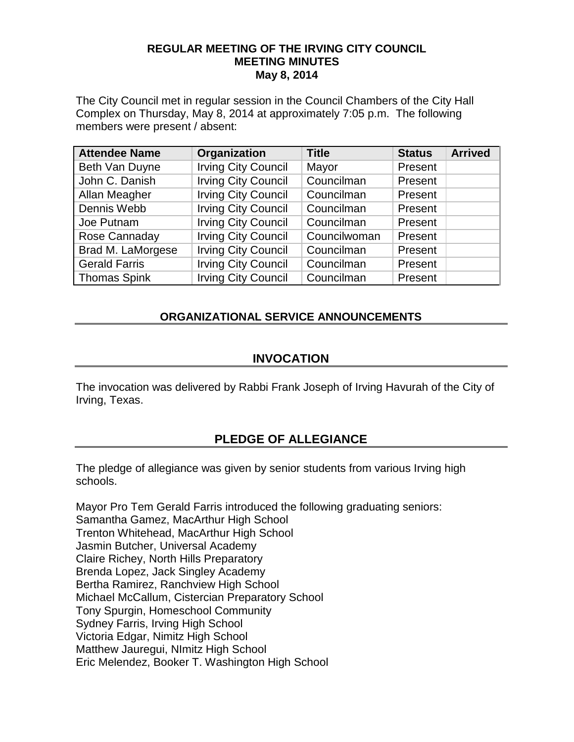# REGULAR MEETING OF THE IRVING CITY COUNCIL
## MEETING MINUTES
### May 8, 2014

The City Council met in regular session in the Council Chambers of the City Hall Complex on Thursday, May 8, 2014 at approximately 7:05 p.m. The following members were present / absent:

| Attendee Name | Organization | Title | Status | Arrived |
| --- | --- | --- | --- | --- |
| Beth Van Duyne | Irving City Council | Mayor | Present | |
| John C. Danish | Irving City Council | Councilman | Present | |
| Allan Meagher | Irving City Council | Councilman | Present | |
| Dennis Webb | Irving City Council | Councilman | Present | |
| Joe Putnam | Irving City Council | Councilman | Present | |
| Rose Cannaday | Irving City Council | Councilwoman | Present | |
| Brad M. LaMorgese | Irving City Council | Councilman | Present | |
| Gerald Farris | Irving City Council | Councilman | Present | |
| Thomas Spink | Irving City Council | Councilman | Present | |

## ORGANIZATIONAL SERVICE ANNOUNCEMENTS

## INVOCATION

The invocation was delivered by Rabbi Frank Joseph of Irving Havurah of the City of Irving, Texas.

## PLEDGE OF ALLEGIANCE

The pledge of allegiance was given by senior students from various Irving high schools.

Mayor Pro Tem Gerald Farris introduced the following graduating seniors:
Samantha Gamez, MacArthur High School
Trenton Whitehead, MacArthur High School
Jasmin Butcher, Universal Academy
Claire Richey, North Hills Preparatory
Brenda Lopez, Jack Singley Academy
Bertha Ramirez, Ranchview High School
Michael McCallum, Cistercian Preparatory School
Tony Spurgin, Homeschool Community
Sydney Farris, Irving High School
Victoria Edgar, Nimitz High School
Matthew Jauregui, NImitz High School
Eric Melendez, Booker T. Washington High School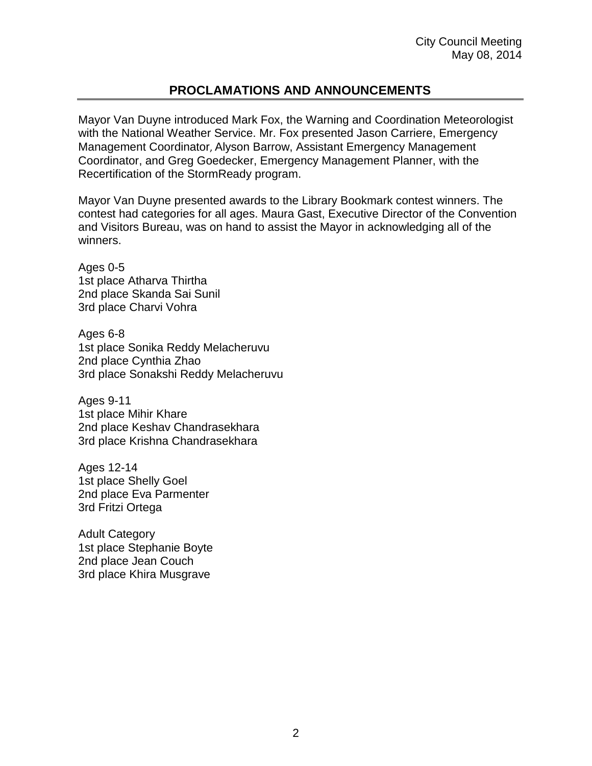## PROCLAMATIONS AND ANNOUNCEMENTS

Mayor Van Duyne introduced Mark Fox, the Warning and Coordination Meteorologist with the National Weather Service. Mr. Fox presented Jason Carriere, Emergency Management Coordinator, Alyson Barrow, Assistant Emergency Management Coordinator, and Greg Goedecker, Emergency Management Planner, with the Recertification of the StormReady program.

Mayor Van Duyne presented awards to the Library Bookmark contest winners. The contest had categories for all ages. Maura Gast, Executive Director of the Convention and Visitors Bureau, was on hand to assist the Mayor in acknowledging all of the winners.

Ages 0-5
1st place Atharva Thirtha
2nd place Skanda Sai Sunil
3rd place Charvi Vohra

Ages 6-8
1st place Sonika Reddy Melacheruvu
2nd place Cynthia Zhao
3rd place Sonakshi Reddy Melacheruvu

Ages 9-11
1st place Mihir Khare
2nd place Keshav Chandrasekhara
3rd place Krishna Chandrasekhara

Ages 12-14
1st place Shelly Goel
2nd place Eva Parmenter
3rd Fritzi Ortega

Adult Category
1st place Stephanie Boyte
2nd place Jean Couch
3rd place Khira Musgrave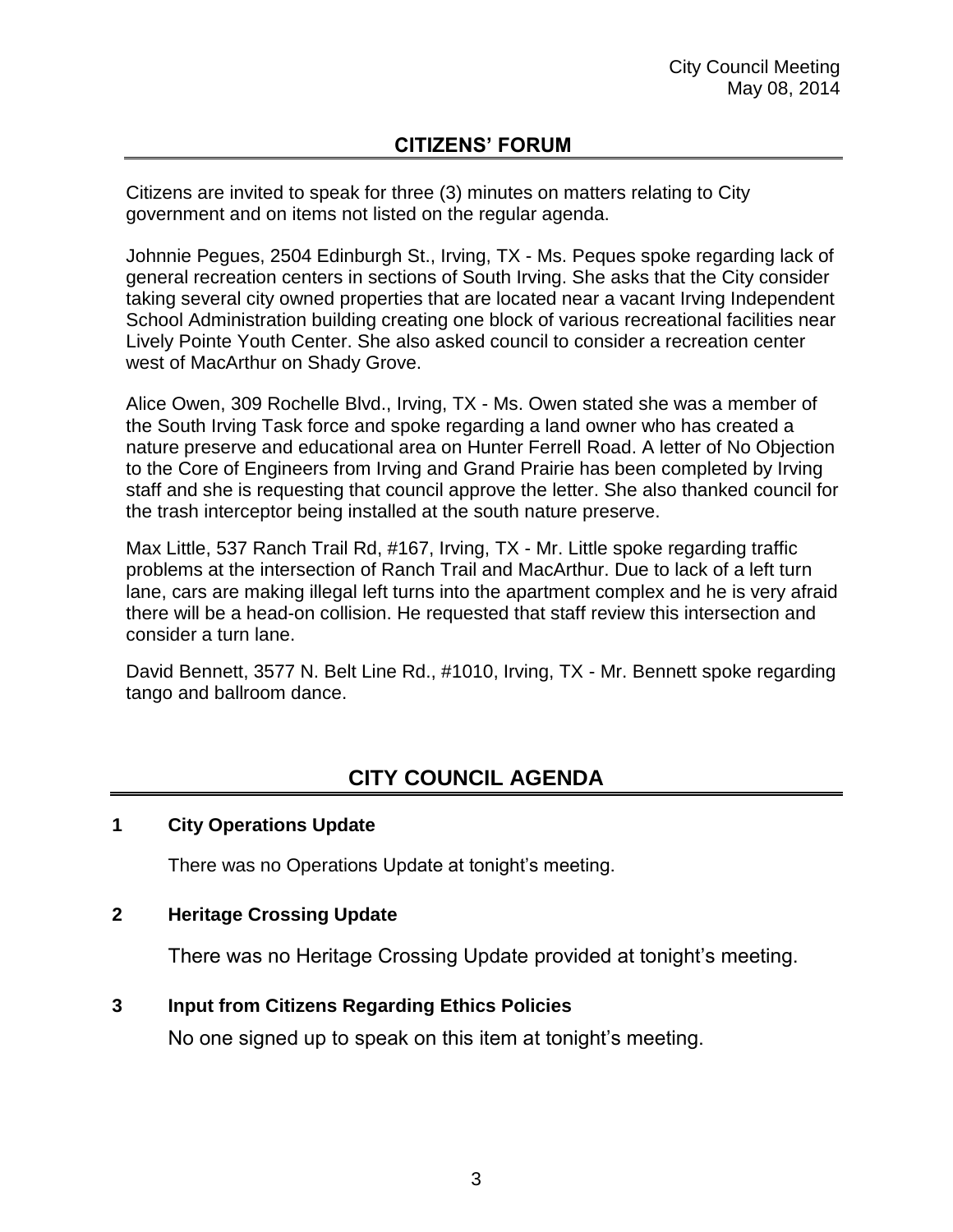## CITIZENS' FORUM

Citizens are invited to speak for three (3) minutes on matters relating to City government and on items not listed on the regular agenda.

Johnnie Pegues, 2504 Edinburgh St., Irving, TX - Ms. Peques spoke regarding lack of general recreation centers in sections of South Irving. She asks that the City consider taking several city owned properties that are located near a vacant Irving Independent School Administration building creating one block of various recreational facilities near Lively Pointe Youth Center. She also asked council to consider a recreation center west of MacArthur on Shady Grove.

Alice Owen, 309 Rochelle Blvd., Irving, TX - Ms. Owen stated she was a member of the South Irving Task force and spoke regarding a land owner who has created a nature preserve and educational area on Hunter Ferrell Road. A letter of No Objection to the Core of Engineers from Irving and Grand Prairie has been completed by Irving staff and she is requesting that council approve the letter. She also thanked council for the trash interceptor being installed at the south nature preserve.

Max Little, 537 Ranch Trail Rd, #167, Irving, TX - Mr. Little spoke regarding traffic problems at the intersection of Ranch Trail and MacArthur. Due to lack of a left turn lane, cars are making illegal left turns into the apartment complex and he is very afraid there will be a head-on collision. He requested that staff review this intersection and consider a turn lane.

David Bennett, 3577 N. Belt Line Rd., #1010, Irving, TX - Mr. Bennett spoke regarding tango and ballroom dance.

## CITY COUNCIL AGENDA

**1 City Operations Update**

There was no Operations Update at tonight's meeting.

**2 Heritage Crossing Update**

There was no Heritage Crossing Update provided at tonight's meeting.

**3 Input from Citizens Regarding Ethics Policies**

No one signed up to speak on this item at tonight's meeting.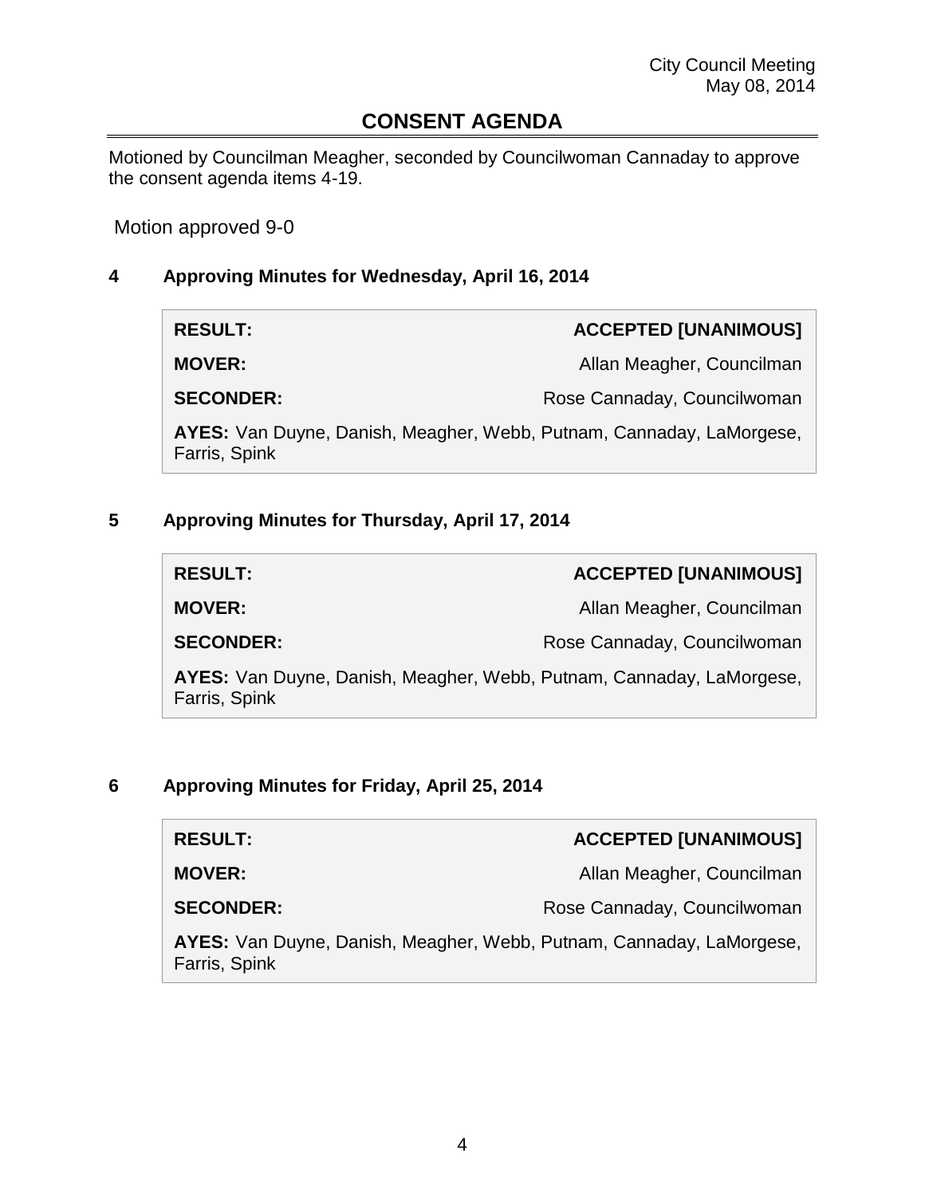## CONSENT AGENDA

Motioned by Councilman Meagher, seconded by Councilwoman Cannaday to approve the consent agenda items 4-19.

Motion approved 9-0

### 4 Approving Minutes for Wednesday, April 16, 2014

| | |
|---|---|
| **RESULT:** | **ACCEPTED [UNANIMOUS]** |
| **MOVER:** | Allan Meagher, Councilman |
| **SECONDER:** | Rose Cannaday, Councilwoman |

**AYES:** Van Duyne, Danish, Meagher, Webb, Putnam, Cannaday, LaMorgese, Farris, Spink

### 5 Approving Minutes for Thursday, April 17, 2014

| | |
|---|---|
| **RESULT:** | **ACCEPTED [UNANIMOUS]** |
| **MOVER:** | Allan Meagher, Councilman |
| **SECONDER:** | Rose Cannaday, Councilwoman |

**AYES:** Van Duyne, Danish, Meagher, Webb, Putnam, Cannaday, LaMorgese, Farris, Spink

### 6 Approving Minutes for Friday, April 25, 2014

| | |
|---|---|
| **RESULT:** | **ACCEPTED [UNANIMOUS]** |
| **MOVER:** | Allan Meagher, Councilman |
| **SECONDER:** | Rose Cannaday, Councilwoman |

**AYES:** Van Duyne, Danish, Meagher, Webb, Putnam, Cannaday, LaMorgese, Farris, Spink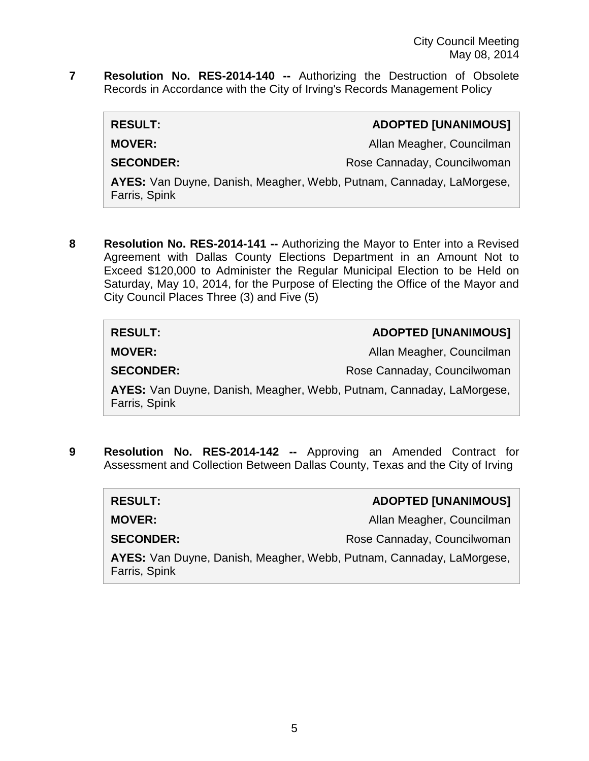**7 Resolution No. RES-2014-140 --** Authorizing the Destruction of Obsolete Records in Accordance with the City of Irving's Records Management Policy

| | |
|---|---|
| **RESULT:** | **ADOPTED [UNANIMOUS]** |
| **MOVER:** | Allan Meagher, Councilman |
| **SECONDER:** | Rose Cannaday, Councilwoman |
| **AYES:** Van Duyne, Danish, Meagher, Webb, Putnam, Cannaday, LaMorgese, Farris, Spink | |

**8 Resolution No. RES-2014-141 --** Authorizing the Mayor to Enter into a Revised Agreement with Dallas County Elections Department in an Amount Not to Exceed $120,000 to Administer the Regular Municipal Election to be Held on Saturday, May 10, 2014, for the Purpose of Electing the Office of the Mayor and City Council Places Three (3) and Five (5)

| | |
|---|---|
| **RESULT:** | **ADOPTED [UNANIMOUS]** |
| **MOVER:** | Allan Meagher, Councilman |
| **SECONDER:** | Rose Cannaday, Councilwoman |
| **AYES:** Van Duyne, Danish, Meagher, Webb, Putnam, Cannaday, LaMorgese, Farris, Spink | |

**9 Resolution No. RES-2014-142 --** Approving an Amended Contract for Assessment and Collection Between Dallas County, Texas and the City of Irving

| | |
|---|---|
| **RESULT:** | **ADOPTED [UNANIMOUS]** |
| **MOVER:** | Allan Meagher, Councilman |
| **SECONDER:** | Rose Cannaday, Councilwoman |
| **AYES:** Van Duyne, Danish, Meagher, Webb, Putnam, Cannaday, LaMorgese, Farris, Spink | |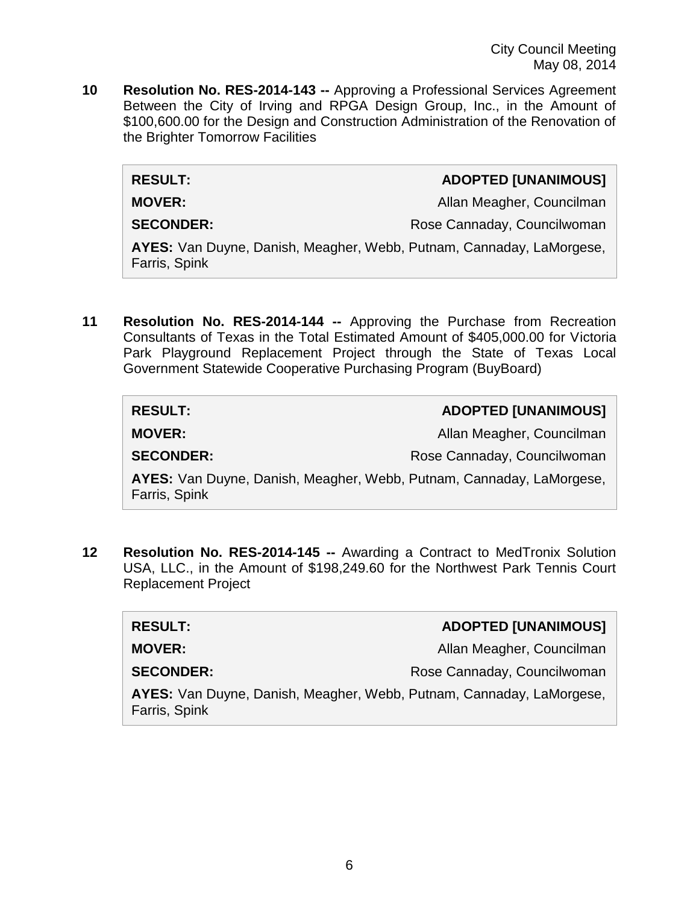**10 Resolution No. RES-2014-143 --** Approving a Professional Services Agreement Between the City of Irving and RPGA Design Group, Inc., in the Amount of $100,600.00 for the Design and Construction Administration of the Renovation of the Brighter Tomorrow Facilities

| | |
|---|---|
| **RESULT:** | **ADOPTED [UNANIMOUS]** |
| **MOVER:** | Allan Meagher, Councilman |
| **SECONDER:** | Rose Cannaday, Councilwoman |
| **AYES:** Van Duyne, Danish, Meagher, Webb, Putnam, Cannaday, LaMorgese, Farris, Spink | |

**11 Resolution No. RES-2014-144 --** Approving the Purchase from Recreation Consultants of Texas in the Total Estimated Amount of $405,000.00 for Victoria Park Playground Replacement Project through the State of Texas Local Government Statewide Cooperative Purchasing Program (BuyBoard)

| | |
|---|---|
| **RESULT:** | **ADOPTED [UNANIMOUS]** |
| **MOVER:** | Allan Meagher, Councilman |
| **SECONDER:** | Rose Cannaday, Councilwoman |
| **AYES:** Van Duyne, Danish, Meagher, Webb, Putnam, Cannaday, LaMorgese, Farris, Spink | |

**12 Resolution No. RES-2014-145 --** Awarding a Contract to MedTronix Solution USA, LLC., in the Amount of $198,249.60 for the Northwest Park Tennis Court Replacement Project

| | |
|---|---|
| **RESULT:** | **ADOPTED [UNANIMOUS]** |
| **MOVER:** | Allan Meagher, Councilman |
| **SECONDER:** | Rose Cannaday, Councilwoman |
| **AYES:** Van Duyne, Danish, Meagher, Webb, Putnam, Cannaday, LaMorgese, Farris, Spink | |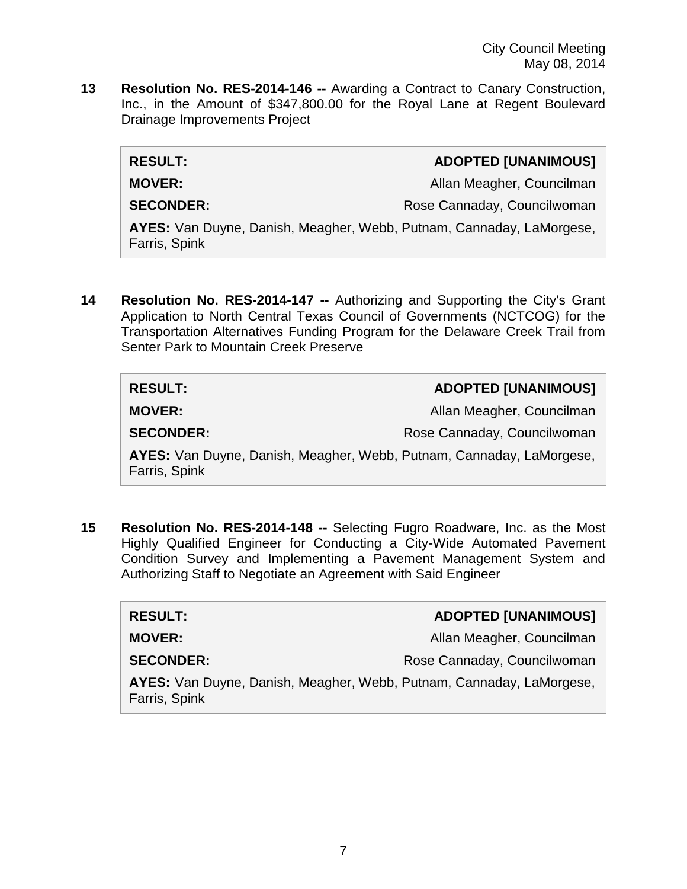**13 Resolution No. RES-2014-146 --** Awarding a Contract to Canary Construction, Inc., in the Amount of $347,800.00 for the Royal Lane at Regent Boulevard Drainage Improvements Project

| | |
|---|---|
| **RESULT:** | **ADOPTED [UNANIMOUS]** |
| **MOVER:** | Allan Meagher, Councilman |
| **SECONDER:** | Rose Cannaday, Councilwoman |
| **AYES:** Van Duyne, Danish, Meagher, Webb, Putnam, Cannaday, LaMorgese, Farris, Spink | |

**14 Resolution No. RES-2014-147 --** Authorizing and Supporting the City's Grant Application to North Central Texas Council of Governments (NCTCOG) for the Transportation Alternatives Funding Program for the Delaware Creek Trail from Senter Park to Mountain Creek Preserve

| | |
|---|---|
| **RESULT:** | **ADOPTED [UNANIMOUS]** |
| **MOVER:** | Allan Meagher, Councilman |
| **SECONDER:** | Rose Cannaday, Councilwoman |
| **AYES:** Van Duyne, Danish, Meagher, Webb, Putnam, Cannaday, LaMorgese, Farris, Spink | |

**15 Resolution No. RES-2014-148 --** Selecting Fugro Roadware, Inc. as the Most Highly Qualified Engineer for Conducting a City-Wide Automated Pavement Condition Survey and Implementing a Pavement Management System and Authorizing Staff to Negotiate an Agreement with Said Engineer

| | |
|---|---|
| **RESULT:** | **ADOPTED [UNANIMOUS]** |
| **MOVER:** | Allan Meagher, Councilman |
| **SECONDER:** | Rose Cannaday, Councilwoman |
| **AYES:** Van Duyne, Danish, Meagher, Webb, Putnam, Cannaday, LaMorgese, Farris, Spink | |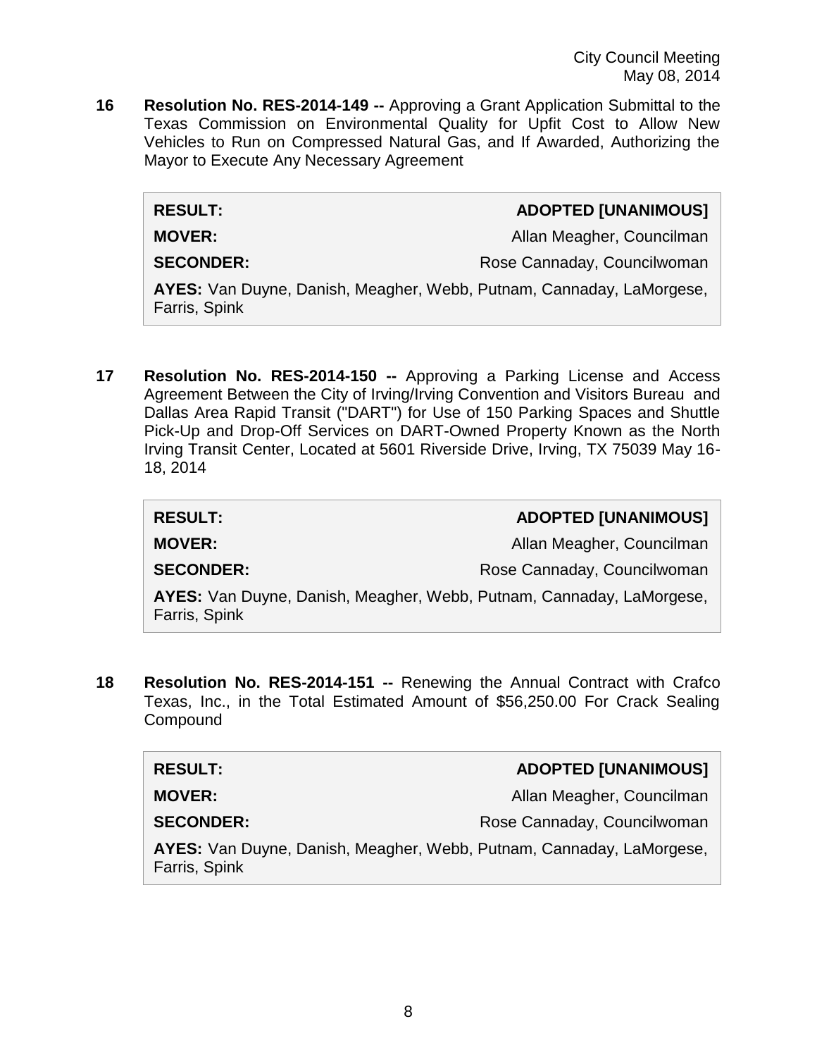**16 Resolution No. RES-2014-149 --** Approving a Grant Application Submittal to the Texas Commission on Environmental Quality for Upfit Cost to Allow New Vehicles to Run on Compressed Natural Gas, and If Awarded, Authorizing the Mayor to Execute Any Necessary Agreement

| | |
|---|---|
| **RESULT:** | **ADOPTED [UNANIMOUS]** |
| **MOVER:** | Allan Meagher, Councilman |
| **SECONDER:** | Rose Cannaday, Councilwoman |
| **AYES:** Van Duyne, Danish, Meagher, Webb, Putnam, Cannaday, LaMorgese, Farris, Spink | |

**17 Resolution No. RES-2014-150 --** Approving a Parking License and Access Agreement Between the City of Irving/Irving Convention and Visitors Bureau and Dallas Area Rapid Transit ("DART") for Use of 150 Parking Spaces and Shuttle Pick-Up and Drop-Off Services on DART-Owned Property Known as the North Irving Transit Center, Located at 5601 Riverside Drive, Irving, TX 75039 May 16-18, 2014

| | |
|---|---|
| **RESULT:** | **ADOPTED [UNANIMOUS]** |
| **MOVER:** | Allan Meagher, Councilman |
| **SECONDER:** | Rose Cannaday, Councilwoman |
| **AYES:** Van Duyne, Danish, Meagher, Webb, Putnam, Cannaday, LaMorgese, Farris, Spink | |

**18 Resolution No. RES-2014-151 --** Renewing the Annual Contract with Crafco Texas, Inc., in the Total Estimated Amount of $56,250.00 For Crack Sealing Compound

| | |
|---|---|
| **RESULT:** | **ADOPTED [UNANIMOUS]** |
| **MOVER:** | Allan Meagher, Councilman |
| **SECONDER:** | Rose Cannaday, Councilwoman |
| **AYES:** Van Duyne, Danish, Meagher, Webb, Putnam, Cannaday, LaMorgese, Farris, Spink | |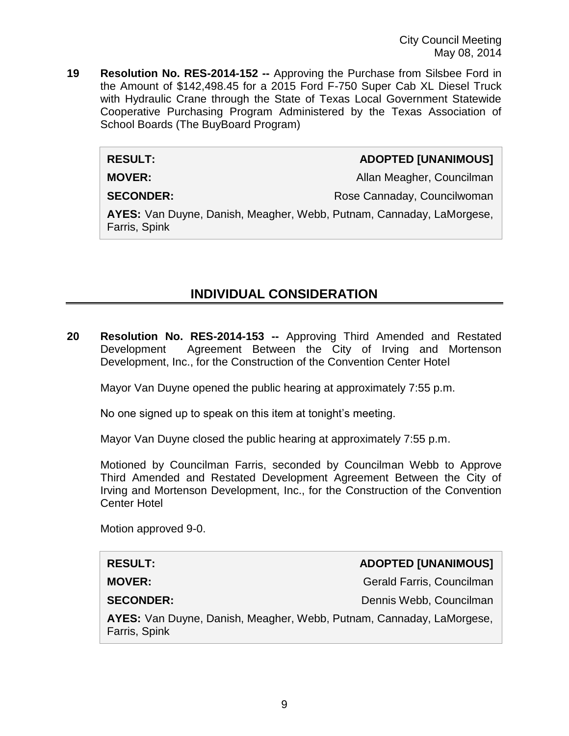**19 Resolution No. RES-2014-152 --** Approving the Purchase from Silsbee Ford in the Amount of $142,498.45 for a 2015 Ford F-750 Super Cab XL Diesel Truck with Hydraulic Crane through the State of Texas Local Government Statewide Cooperative Purchasing Program Administered by the Texas Association of School Boards (The BuyBoard Program)

| | |
|---|---|
| **RESULT:** | **ADOPTED [UNANIMOUS]** |
| **MOVER:** | Allan Meagher, Councilman |
| **SECONDER:** | Rose Cannaday, Councilwoman |
| **AYES:** Van Duyne, Danish, Meagher, Webb, Putnam, Cannaday, LaMorgese, Farris, Spink | |

## INDIVIDUAL CONSIDERATION

**20 Resolution No. RES-2014-153 --** Approving Third Amended and Restated Development Agreement Between the City of Irving and Mortenson Development, Inc., for the Construction of the Convention Center Hotel

Mayor Van Duyne opened the public hearing at approximately 7:55 p.m.

No one signed up to speak on this item at tonight's meeting.

Mayor Van Duyne closed the public hearing at approximately 7:55 p.m.

Motioned by Councilman Farris, seconded by Councilman Webb to Approve Third Amended and Restated Development Agreement Between the City of Irving and Mortenson Development, Inc., for the Construction of the Convention Center Hotel

Motion approved 9-0.

| | |
|---|---|
| **RESULT:** | **ADOPTED [UNANIMOUS]** |
| **MOVER:** | Gerald Farris, Councilman |
| **SECONDER:** | Dennis Webb, Councilman |
| **AYES:** Van Duyne, Danish, Meagher, Webb, Putnam, Cannaday, LaMorgese, Farris, Spink | |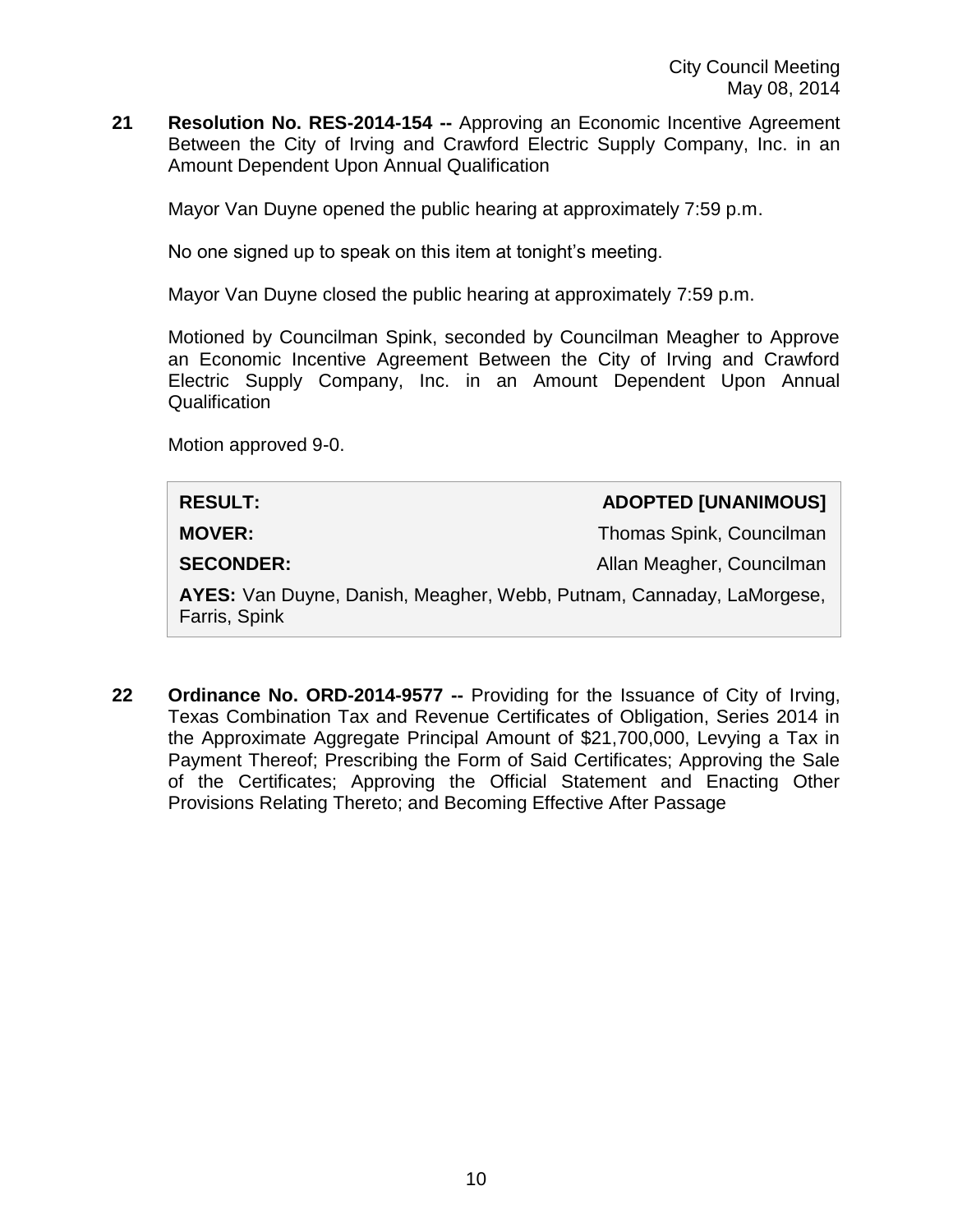**21 Resolution No. RES-2014-154 --** Approving an Economic Incentive Agreement Between the City of Irving and Crawford Electric Supply Company, Inc. in an Amount Dependent Upon Annual Qualification

Mayor Van Duyne opened the public hearing at approximately 7:59 p.m.

No one signed up to speak on this item at tonight's meeting.

Mayor Van Duyne closed the public hearing at approximately 7:59 p.m.

Motioned by Councilman Spink, seconded by Councilman Meagher to Approve an Economic Incentive Agreement Between the City of Irving and Crawford Electric Supply Company, Inc. in an Amount Dependent Upon Annual Qualification

Motion approved 9-0.

| | |
|---|---|
| **RESULT:** | **ADOPTED [UNANIMOUS]** |
| **MOVER:** | Thomas Spink, Councilman |
| **SECONDER:** | Allan Meagher, Councilman |
| **AYES:** Van Duyne, Danish, Meagher, Webb, Putnam, Cannaday, LaMorgese, Farris, Spink | |

**22 Ordinance No. ORD-2014-9577 --** Providing for the Issuance of City of Irving, Texas Combination Tax and Revenue Certificates of Obligation, Series 2014 in the Approximate Aggregate Principal Amount of $21,700,000, Levying a Tax in Payment Thereof; Prescribing the Form of Said Certificates; Approving the Sale of the Certificates; Approving the Official Statement and Enacting Other Provisions Relating Thereto; and Becoming Effective After Passage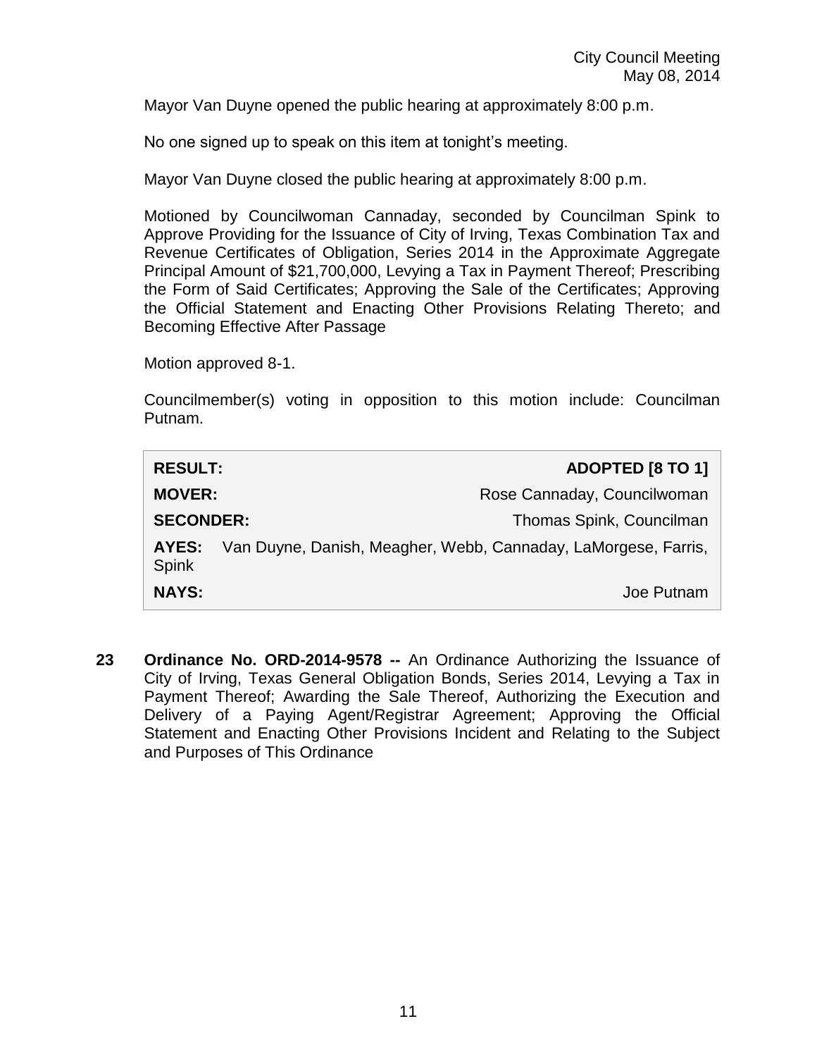Mayor Van Duyne opened the public hearing at approximately 8:00 p.m.

No one signed up to speak on this item at tonight's meeting.

Mayor Van Duyne closed the public hearing at approximately 8:00 p.m.

Motioned by Councilwoman Cannaday, seconded by Councilman Spink to Approve Providing for the Issuance of City of Irving, Texas Combination Tax and Revenue Certificates of Obligation, Series 2014 in the Approximate Aggregate Principal Amount of $21,700,000, Levying a Tax in Payment Thereof; Prescribing the Form of Said Certificates; Approving the Sale of the Certificates; Approving the Official Statement and Enacting Other Provisions Relating Thereto; and Becoming Effective After Passage

Motion approved 8-1.

Councilmember(s) voting in opposition to this motion include: Councilman Putnam.

| | |
|---|---|
| **RESULT:** | **ADOPTED [8 TO 1]** |
| **MOVER:** | Rose Cannaday, Councilwoman |
| **SECONDER:** | Thomas Spink, Councilman |
| **AYES:** | Van Duyne, Danish, Meagher, Webb, Cannaday, LaMorgese, Farris, Spink |
| **NAYS:** | Joe Putnam |

**23** **Ordinance No. ORD-2014-9578 --** An Ordinance Authorizing the Issuance of City of Irving, Texas General Obligation Bonds, Series 2014, Levying a Tax in Payment Thereof; Awarding the Sale Thereof, Authorizing the Execution and Delivery of a Paying Agent/Registrar Agreement; Approving the Official Statement and Enacting Other Provisions Incident and Relating to the Subject and Purposes of This Ordinance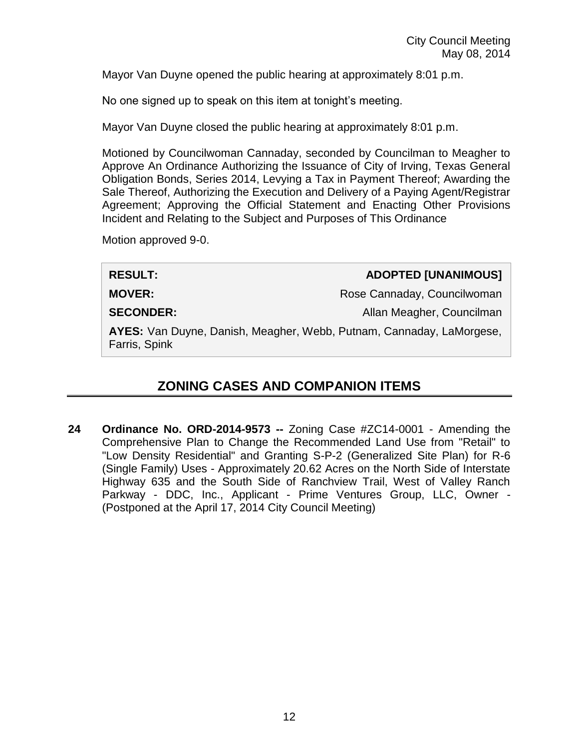Mayor Van Duyne opened the public hearing at approximately 8:01 p.m.

No one signed up to speak on this item at tonight's meeting.

Mayor Van Duyne closed the public hearing at approximately 8:01 p.m.

Motioned by Councilwoman Cannaday, seconded by Councilman to Meagher to Approve An Ordinance Authorizing the Issuance of City of Irving, Texas General Obligation Bonds, Series 2014, Levying a Tax in Payment Thereof; Awarding the Sale Thereof, Authorizing the Execution and Delivery of a Paying Agent/Registrar Agreement; Approving the Official Statement and Enacting Other Provisions Incident and Relating to the Subject and Purposes of This Ordinance

Motion approved 9-0.

| | |
|---|---|
| **RESULT:** | **ADOPTED [UNANIMOUS]** |
| **MOVER:** | Rose Cannaday, Councilwoman |
| **SECONDER:** | Allan Meagher, Councilman |
| **AYES:** Van Duyne, Danish, Meagher, Webb, Putnam, Cannaday, LaMorgese, Farris, Spink | |

## ZONING CASES AND COMPANION ITEMS

**24** **Ordinance No. ORD-2014-9573 --** Zoning Case #ZC14-0001 - Amending the Comprehensive Plan to Change the Recommended Land Use from "Retail" to "Low Density Residential" and Granting S-P-2 (Generalized Site Plan) for R-6 (Single Family) Uses - Approximately 20.62 Acres on the North Side of Interstate Highway 635 and the South Side of Ranchview Trail, West of Valley Ranch Parkway - DDC, Inc., Applicant - Prime Ventures Group, LLC, Owner - (Postponed at the April 17, 2014 City Council Meeting)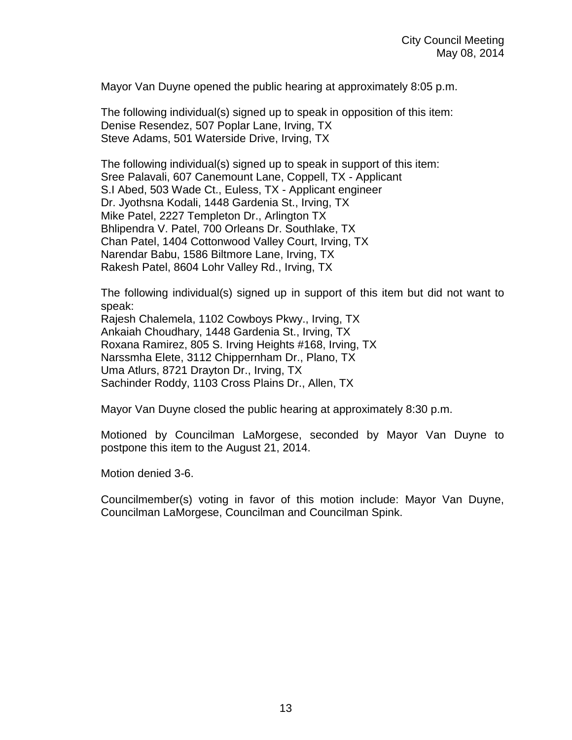Mayor Van Duyne opened the public hearing at approximately 8:05 p.m.

The following individual(s) signed up to speak in opposition of this item:
Denise Resendez, 507 Poplar Lane, Irving, TX
Steve Adams, 501 Waterside Drive, Irving, TX

The following individual(s) signed up to speak in support of this item:
Sree Palavali, 607 Canemount Lane, Coppell, TX - Applicant
S.I Abed, 503 Wade Ct., Euless, TX - Applicant engineer
Dr. Jyothsna Kodali, 1448 Gardenia St., Irving, TX
Mike Patel, 2227 Templeton Dr., Arlington TX
Bhlipendra V. Patel, 700 Orleans Dr. Southlake, TX
Chan Patel, 1404 Cottonwood Valley Court, Irving, TX
Narendar Babu, 1586 Biltmore Lane, Irving, TX
Rakesh Patel, 8604 Lohr Valley Rd., Irving, TX

The following individual(s) signed up in support of this item but did not want to speak:
Rajesh Chalemela, 1102 Cowboys Pkwy., Irving, TX
Ankaiah Choudhary, 1448 Gardenia St., Irving, TX
Roxana Ramirez, 805 S. Irving Heights #168, Irving, TX
Narssmha Elete, 3112 Chippernham Dr., Plano, TX
Uma Atlurs, 8721 Drayton Dr., Irving, TX
Sachinder Roddy, 1103 Cross Plains Dr., Allen, TX

Mayor Van Duyne closed the public hearing at approximately 8:30 p.m.

Motioned by Councilman LaMorgese, seconded by Mayor Van Duyne to postpone this item to the August 21, 2014.

Motion denied 3-6.

Councilmember(s) voting in favor of this motion include: Mayor Van Duyne, Councilman LaMorgese, Councilman and Councilman Spink.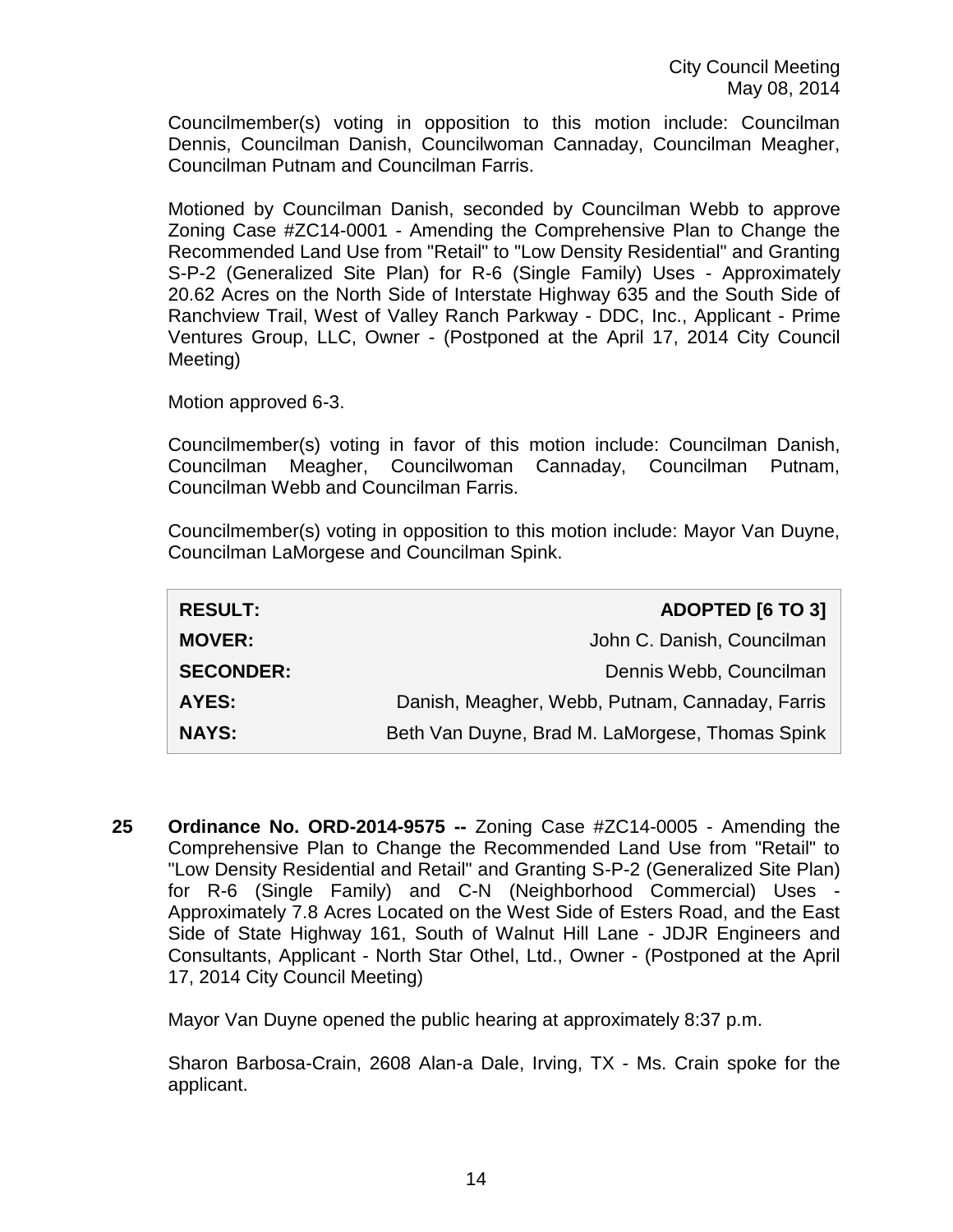Councilmember(s) voting in opposition to this motion include: Councilman Dennis, Councilman Danish, Councilwoman Cannaday, Councilman Meagher, Councilman Putnam and Councilman Farris.

Motioned by Councilman Danish, seconded by Councilman Webb to approve Zoning Case #ZC14-0001 - Amending the Comprehensive Plan to Change the Recommended Land Use from "Retail" to "Low Density Residential" and Granting S-P-2 (Generalized Site Plan) for R-6 (Single Family) Uses - Approximately 20.62 Acres on the North Side of Interstate Highway 635 and the South Side of Ranchview Trail, West of Valley Ranch Parkway - DDC, Inc., Applicant - Prime Ventures Group, LLC, Owner - (Postponed at the April 17, 2014 City Council Meeting)

Motion approved 6-3.

Councilmember(s) voting in favor of this motion include: Councilman Danish, Councilman Meagher, Councilwoman Cannaday, Councilman Putnam, Councilman Webb and Councilman Farris.

Councilmember(s) voting in opposition to this motion include: Mayor Van Duyne, Councilman LaMorgese and Councilman Spink.

| | |
|---|---|
| **RESULT:** | **ADOPTED [6 TO 3]** |
| **MOVER:** | John C. Danish, Councilman |
| **SECONDER:** | Dennis Webb, Councilman |
| **AYES:** | Danish, Meagher, Webb, Putnam, Cannaday, Farris |
| **NAYS:** | Beth Van Duyne, Brad M. LaMorgese, Thomas Spink |

**25 Ordinance No. ORD-2014-9575 --** Zoning Case #ZC14-0005 - Amending the Comprehensive Plan to Change the Recommended Land Use from "Retail" to "Low Density Residential and Retail" and Granting S-P-2 (Generalized Site Plan) for R-6 (Single Family) and C-N (Neighborhood Commercial) Uses - Approximately 7.8 Acres Located on the West Side of Esters Road, and the East Side of State Highway 161, South of Walnut Hill Lane - JDJR Engineers and Consultants, Applicant - North Star Othel, Ltd., Owner - (Postponed at the April 17, 2014 City Council Meeting)

Mayor Van Duyne opened the public hearing at approximately 8:37 p.m.

Sharon Barbosa-Crain, 2608 Alan-a Dale, Irving, TX - Ms. Crain spoke for the applicant.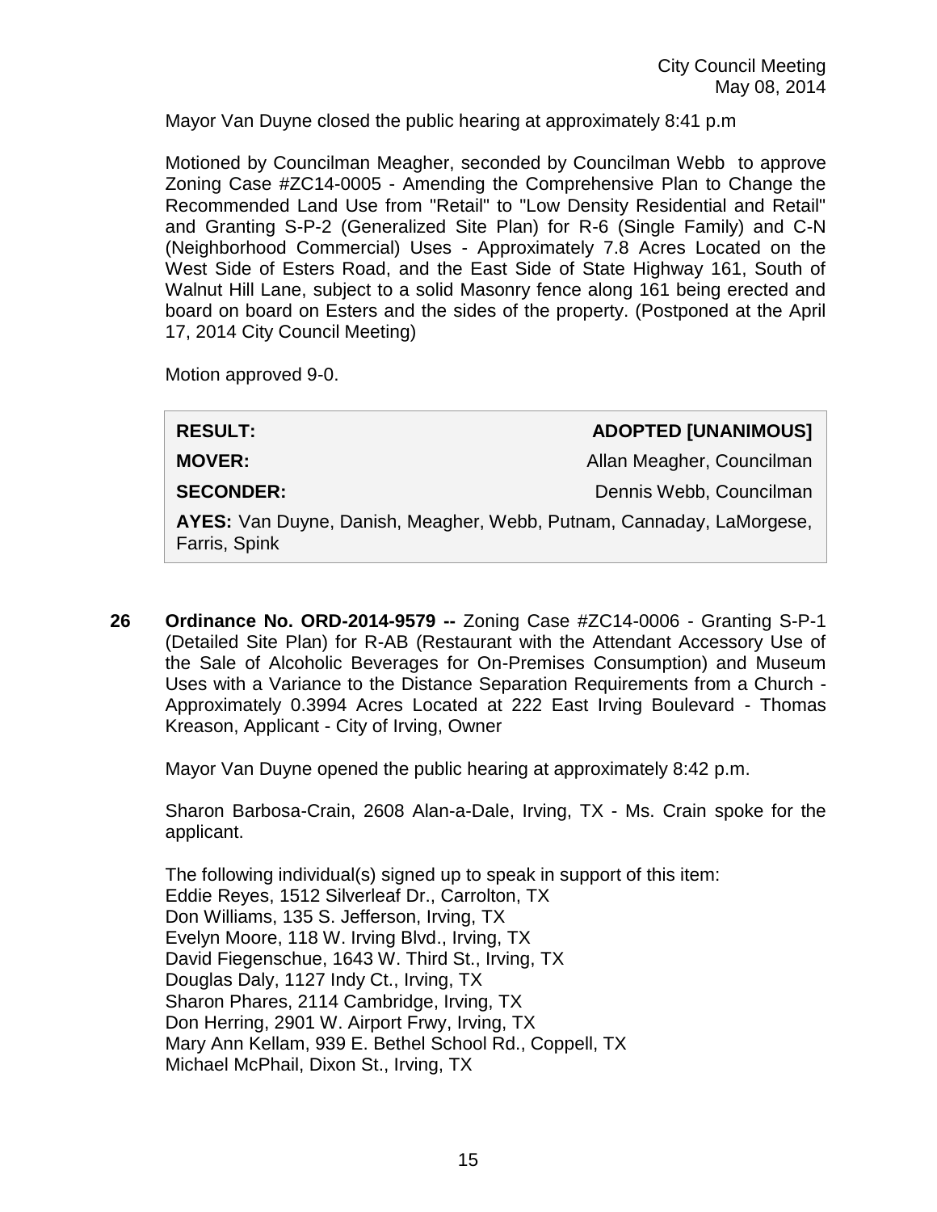Mayor Van Duyne closed the public hearing at approximately 8:41 p.m

Motioned by Councilman Meagher, seconded by Councilman Webb to approve Zoning Case #ZC14-0005 - Amending the Comprehensive Plan to Change the Recommended Land Use from "Retail" to "Low Density Residential and Retail" and Granting S-P-2 (Generalized Site Plan) for R-6 (Single Family) and C-N (Neighborhood Commercial) Uses - Approximately 7.8 Acres Located on the West Side of Esters Road, and the East Side of State Highway 161, South of Walnut Hill Lane, subject to a solid Masonry fence along 161 being erected and board on board on Esters and the sides of the property. (Postponed at the April 17, 2014 City Council Meeting)

Motion approved 9-0.

| | |
|---|---|
| **RESULT:** | **ADOPTED [UNANIMOUS]** |
| **MOVER:** | Allan Meagher, Councilman |
| **SECONDER:** | Dennis Webb, Councilman |
| **AYES:** Van Duyne, Danish, Meagher, Webb, Putnam, Cannaday, LaMorgese, Farris, Spink | |

**26 Ordinance No. ORD-2014-9579 --** Zoning Case #ZC14-0006 - Granting S-P-1 (Detailed Site Plan) for R-AB (Restaurant with the Attendant Accessory Use of the Sale of Alcoholic Beverages for On-Premises Consumption) and Museum Uses with a Variance to the Distance Separation Requirements from a Church - Approximately 0.3994 Acres Located at 222 East Irving Boulevard - Thomas Kreason, Applicant - City of Irving, Owner

Mayor Van Duyne opened the public hearing at approximately 8:42 p.m.

Sharon Barbosa-Crain, 2608 Alan-a-Dale, Irving, TX - Ms. Crain spoke for the applicant.

The following individual(s) signed up to speak in support of this item:
Eddie Reyes, 1512 Silverleaf Dr., Carrolton, TX
Don Williams, 135 S. Jefferson, Irving, TX
Evelyn Moore, 118 W. Irving Blvd., Irving, TX
David Fiegenschue, 1643 W. Third St., Irving, TX
Douglas Daly, 1127 Indy Ct., Irving, TX
Sharon Phares, 2114 Cambridge, Irving, TX
Don Herring, 2901 W. Airport Frwy, Irving, TX
Mary Ann Kellam, 939 E. Bethel School Rd., Coppell, TX
Michael McPhail, Dixon St., Irving, TX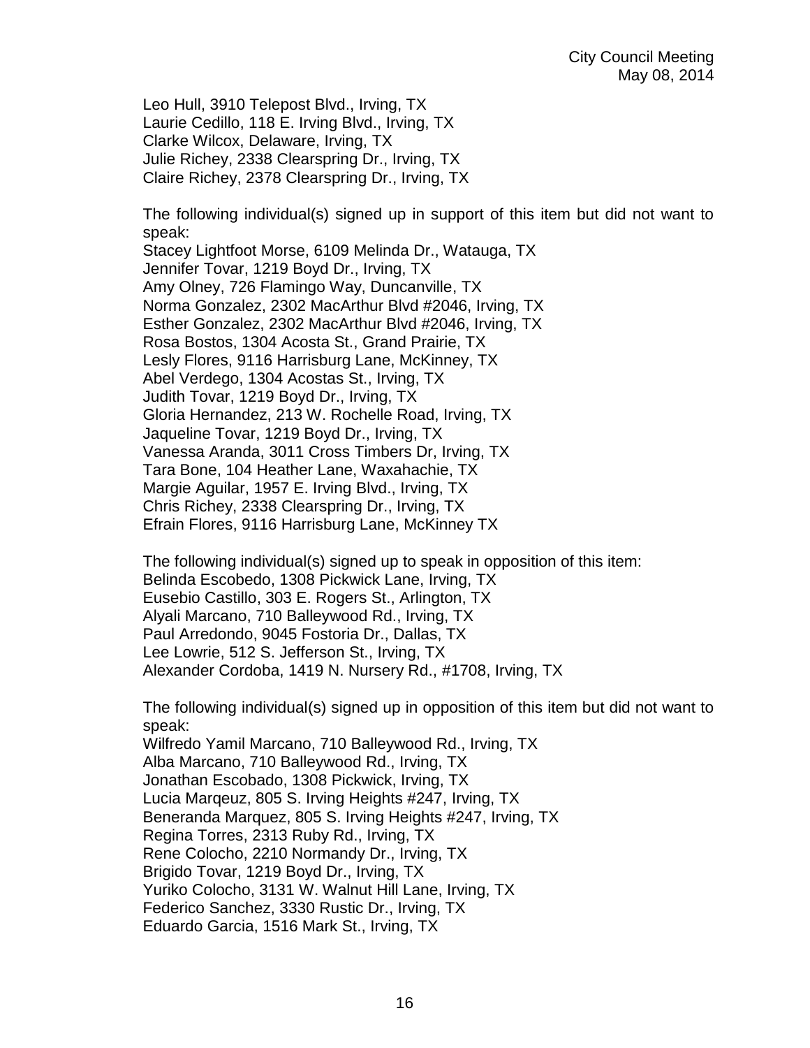Leo Hull, 3910 Telepost Blvd., Irving, TX
Laurie Cedillo, 118 E. Irving Blvd., Irving, TX
Clarke Wilcox, Delaware, Irving, TX
Julie Richey, 2338 Clearspring Dr., Irving, TX
Claire Richey, 2378 Clearspring Dr., Irving, TX

The following individual(s) signed up in support of this item but did not want to speak:
Stacey Lightfoot Morse, 6109 Melinda Dr., Watauga, TX
Jennifer Tovar, 1219 Boyd Dr., Irving, TX
Amy Olney, 726 Flamingo Way, Duncanville, TX
Norma Gonzalez, 2302 MacArthur Blvd #2046, Irving, TX
Esther Gonzalez, 2302 MacArthur Blvd #2046, Irving, TX
Rosa Bostos, 1304 Acosta St., Grand Prairie, TX
Lesly Flores, 9116 Harrisburg Lane, McKinney, TX
Abel Verdego, 1304 Acostas St., Irving, TX
Judith Tovar, 1219 Boyd Dr., Irving, TX
Gloria Hernandez, 213 W. Rochelle Road, Irving, TX
Jaqueline Tovar, 1219 Boyd Dr., Irving, TX
Vanessa Aranda, 3011 Cross Timbers Dr, Irving, TX
Tara Bone, 104 Heather Lane, Waxahachie, TX
Margie Aguilar, 1957 E. Irving Blvd., Irving, TX
Chris Richey, 2338 Clearspring Dr., Irving, TX
Efrain Flores, 9116 Harrisburg Lane, McKinney TX

The following individual(s) signed up to speak in opposition of this item:
Belinda Escobedo, 1308 Pickwick Lane, Irving, TX
Eusebio Castillo, 303 E. Rogers St., Arlington, TX
Alyali Marcano, 710 Balleywood Rd., Irving, TX
Paul Arredondo, 9045 Fostoria Dr., Dallas, TX
Lee Lowrie, 512 S. Jefferson St., Irving, TX
Alexander Cordoba, 1419 N. Nursery Rd., #1708, Irving, TX

The following individual(s) signed up in opposition of this item but did not want to speak:
Wilfredo Yamil Marcano, 710 Balleywood Rd., Irving, TX
Alba Marcano, 710 Balleywood Rd., Irving, TX
Jonathan Escobado, 1308 Pickwick, Irving, TX
Lucia Marqeuz, 805 S. Irving Heights #247, Irving, TX
Beneranda Marquez, 805 S. Irving Heights #247, Irving, TX
Regina Torres, 2313 Ruby Rd., Irving, TX
Rene Colocho, 2210 Normandy Dr., Irving, TX
Brigido Tovar, 1219 Boyd Dr., Irving, TX
Yuriko Colocho, 3131 W. Walnut Hill Lane, Irving, TX
Federico Sanchez, 3330 Rustic Dr., Irving, TX
Eduardo Garcia, 1516 Mark St., Irving, TX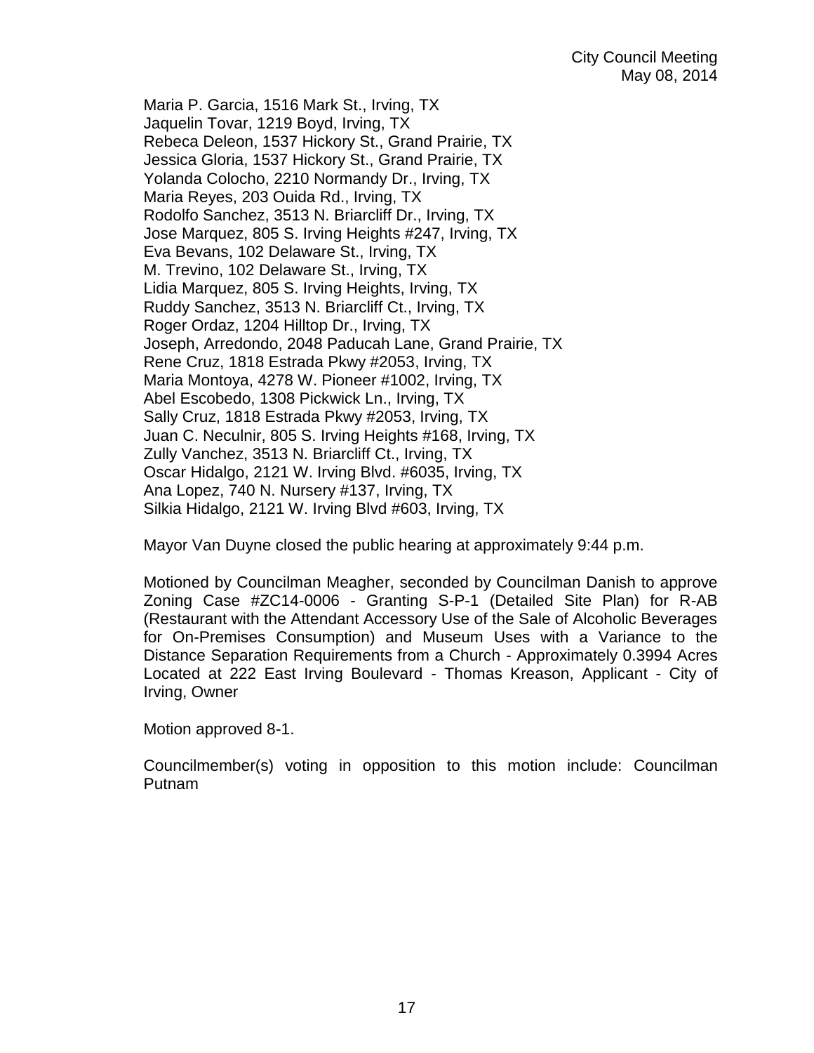Maria P. Garcia, 1516 Mark St., Irving, TX
Jaquelin Tovar, 1219 Boyd, Irving, TX
Rebeca Deleon, 1537 Hickory St., Grand Prairie, TX
Jessica Gloria, 1537 Hickory St., Grand Prairie, TX
Yolanda Colocho, 2210 Normandy Dr., Irving, TX
Maria Reyes, 203 Ouida Rd., Irving, TX
Rodolfo Sanchez, 3513 N. Briarcliff Dr., Irving, TX
Jose Marquez, 805 S. Irving Heights #247, Irving, TX
Eva Bevans, 102 Delaware St., Irving, TX
M. Trevino, 102 Delaware St., Irving, TX
Lidia Marquez, 805 S. Irving Heights, Irving, TX
Ruddy Sanchez, 3513 N. Briarcliff Ct., Irving, TX
Roger Ordaz, 1204 Hilltop Dr., Irving, TX
Joseph, Arredondo, 2048 Paducah Lane, Grand Prairie, TX
Rene Cruz, 1818 Estrada Pkwy #2053, Irving, TX
Maria Montoya, 4278 W. Pioneer #1002, Irving, TX
Abel Escobedo, 1308 Pickwick Ln., Irving, TX
Sally Cruz, 1818 Estrada Pkwy #2053, Irving, TX
Juan C. Neculnir, 805 S. Irving Heights #168, Irving, TX
Zully Vanchez, 3513 N. Briarcliff Ct., Irving, TX
Oscar Hidalgo, 2121 W. Irving Blvd. #6035, Irving, TX
Ana Lopez, 740 N. Nursery #137, Irving, TX
Silkia Hidalgo, 2121 W. Irving Blvd #603, Irving, TX

Mayor Van Duyne closed the public hearing at approximately 9:44 p.m.

Motioned by Councilman Meagher, seconded by Councilman Danish to approve Zoning Case #ZC14-0006 - Granting S-P-1 (Detailed Site Plan) for R-AB (Restaurant with the Attendant Accessory Use of the Sale of Alcoholic Beverages for On-Premises Consumption) and Museum Uses with a Variance to the Distance Separation Requirements from a Church - Approximately 0.3994 Acres Located at 222 East Irving Boulevard - Thomas Kreason, Applicant - City of Irving, Owner

Motion approved 8-1.

Councilmember(s) voting in opposition to this motion include: Councilman Putnam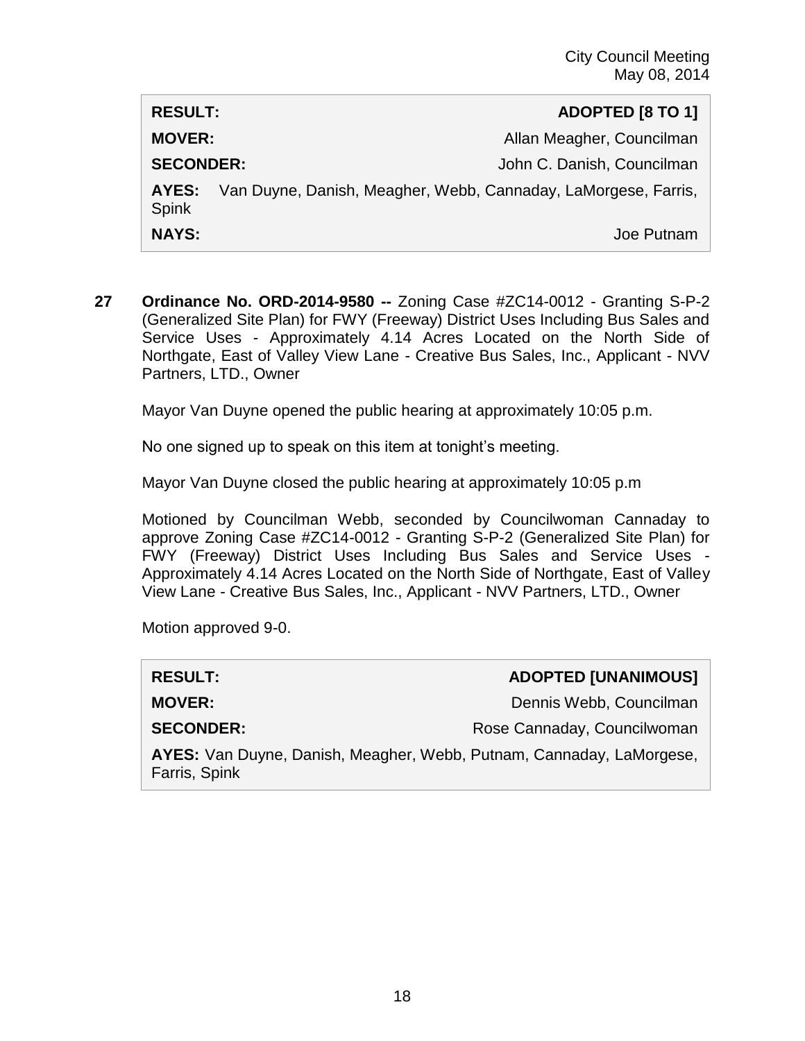| RESULT: | ADOPTED [8 TO 1] |
| --- | --- |
| MOVER: | Allan Meagher, Councilman |
| SECONDER: | John C. Danish, Councilman |
| AYES: | Van Duyne, Danish, Meagher, Webb, Cannaday, LaMorgese, Farris, Spink |
| NAYS: | Joe Putnam |

**27 Ordinance No. ORD-2014-9580 --** Zoning Case #ZC14-0012 - Granting S-P-2 (Generalized Site Plan) for FWY (Freeway) District Uses Including Bus Sales and Service Uses - Approximately 4.14 Acres Located on the North Side of Northgate, East of Valley View Lane - Creative Bus Sales, Inc., Applicant - NVV Partners, LTD., Owner

Mayor Van Duyne opened the public hearing at approximately 10:05 p.m.

No one signed up to speak on this item at tonight's meeting.

Mayor Van Duyne closed the public hearing at approximately 10:05 p.m

Motioned by Councilman Webb, seconded by Councilwoman Cannaday to approve Zoning Case #ZC14-0012 - Granting S-P-2 (Generalized Site Plan) for FWY (Freeway) District Uses Including Bus Sales and Service Uses - Approximately 4.14 Acres Located on the North Side of Northgate, East of Valley View Lane - Creative Bus Sales, Inc., Applicant - NVV Partners, LTD., Owner

Motion approved 9-0.

| RESULT: | ADOPTED [UNANIMOUS] |
| --- | --- |
| MOVER: | Dennis Webb, Councilman |
| SECONDER: | Rose Cannaday, Councilwoman |
| AYES: | Van Duyne, Danish, Meagher, Webb, Putnam, Cannaday, LaMorgese, Farris, Spink |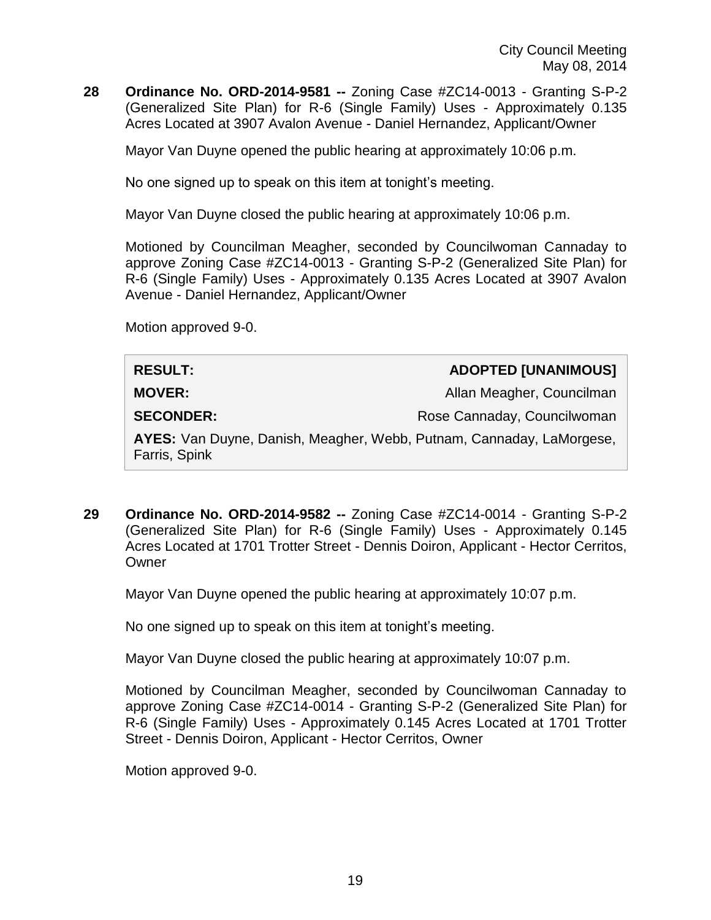**28 Ordinance No. ORD-2014-9581 --** Zoning Case #ZC14-0013 - Granting S-P-2 (Generalized Site Plan) for R-6 (Single Family) Uses - Approximately 0.135 Acres Located at 3907 Avalon Avenue - Daniel Hernandez, Applicant/Owner

Mayor Van Duyne opened the public hearing at approximately 10:06 p.m.

No one signed up to speak on this item at tonight's meeting.

Mayor Van Duyne closed the public hearing at approximately 10:06 p.m.

Motioned by Councilman Meagher, seconded by Councilwoman Cannaday to approve Zoning Case #ZC14-0013 - Granting S-P-2 (Generalized Site Plan) for R-6 (Single Family) Uses - Approximately 0.135 Acres Located at 3907 Avalon Avenue - Daniel Hernandez, Applicant/Owner

Motion approved 9-0.

| | |
|---|---|
| **RESULT:** | **ADOPTED [UNANIMOUS]** |
| **MOVER:** | Allan Meagher, Councilman |
| **SECONDER:** | Rose Cannaday, Councilwoman |
| **AYES:** Van Duyne, Danish, Meagher, Webb, Putnam, Cannaday, LaMorgese, Farris, Spink | |

**29 Ordinance No. ORD-2014-9582 --** Zoning Case #ZC14-0014 - Granting S-P-2 (Generalized Site Plan) for R-6 (Single Family) Uses - Approximately 0.145 Acres Located at 1701 Trotter Street - Dennis Doiron, Applicant - Hector Cerritos, Owner

Mayor Van Duyne opened the public hearing at approximately 10:07 p.m.

No one signed up to speak on this item at tonight's meeting.

Mayor Van Duyne closed the public hearing at approximately 10:07 p.m.

Motioned by Councilman Meagher, seconded by Councilwoman Cannaday to approve Zoning Case #ZC14-0014 - Granting S-P-2 (Generalized Site Plan) for R-6 (Single Family) Uses - Approximately 0.145 Acres Located at 1701 Trotter Street - Dennis Doiron, Applicant - Hector Cerritos, Owner

Motion approved 9-0.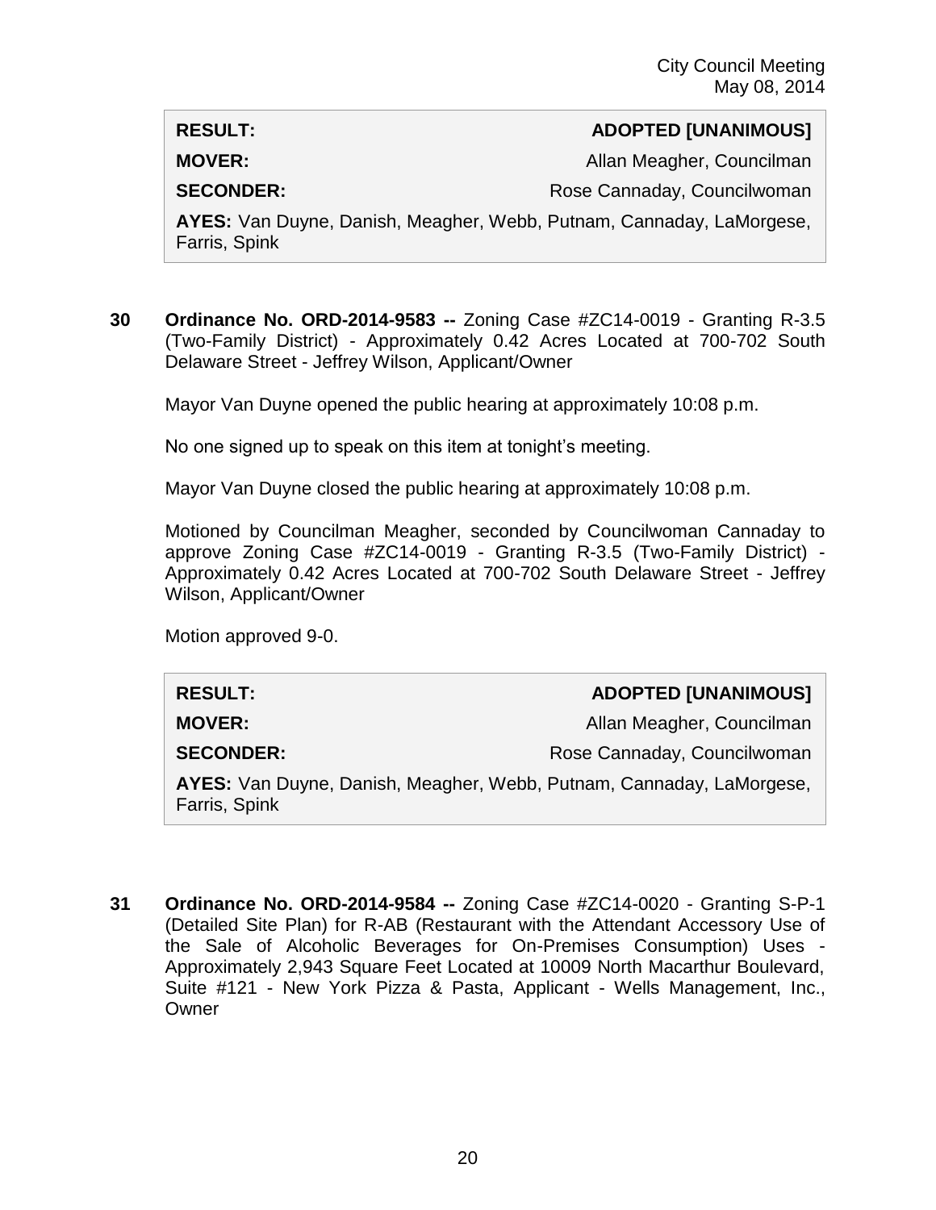| **RESULT:** | **ADOPTED [UNANIMOUS]** |
|---|---|
| **MOVER:** | Allan Meagher, Councilman |
| **SECONDER:** | Rose Cannaday, Councilwoman |
| **AYES:** Van Duyne, Danish, Meagher, Webb, Putnam, Cannaday, LaMorgese, Farris, Spink | |

**30 Ordinance No. ORD-2014-9583 --** Zoning Case #ZC14-0019 - Granting R-3.5 (Two-Family District) - Approximately 0.42 Acres Located at 700-702 South Delaware Street - Jeffrey Wilson, Applicant/Owner

Mayor Van Duyne opened the public hearing at approximately 10:08 p.m.

No one signed up to speak on this item at tonight's meeting.

Mayor Van Duyne closed the public hearing at approximately 10:08 p.m.

Motioned by Councilman Meagher, seconded by Councilwoman Cannaday to approve Zoning Case #ZC14-0019 - Granting R-3.5 (Two-Family District) - Approximately 0.42 Acres Located at 700-702 South Delaware Street - Jeffrey Wilson, Applicant/Owner

Motion approved 9-0.

| **RESULT:** | **ADOPTED [UNANIMOUS]** |
|---|---|
| **MOVER:** | Allan Meagher, Councilman |
| **SECONDER:** | Rose Cannaday, Councilwoman |
| **AYES:** Van Duyne, Danish, Meagher, Webb, Putnam, Cannaday, LaMorgese, Farris, Spink | |

**31 Ordinance No. ORD-2014-9584 --** Zoning Case #ZC14-0020 - Granting S-P-1 (Detailed Site Plan) for R-AB (Restaurant with the Attendant Accessory Use of the Sale of Alcoholic Beverages for On-Premises Consumption) Uses - Approximately 2,943 Square Feet Located at 10009 North Macarthur Boulevard, Suite #121 - New York Pizza & Pasta, Applicant - Wells Management, Inc., Owner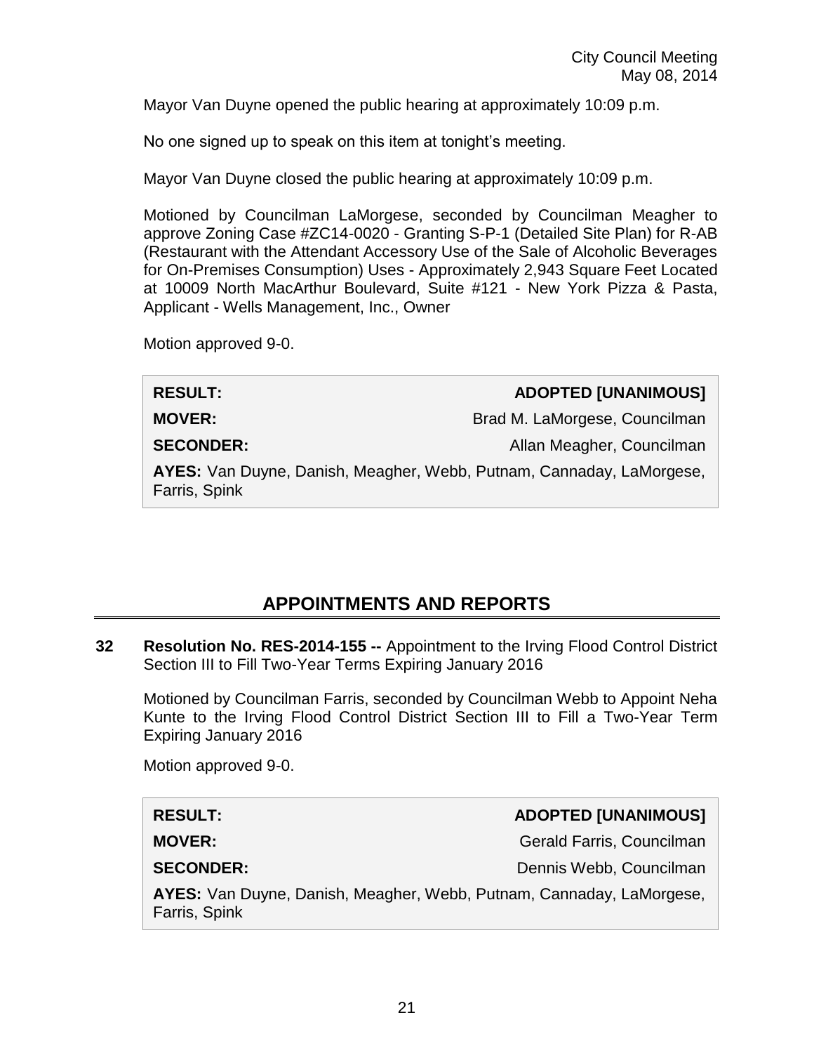Mayor Van Duyne opened the public hearing at approximately 10:09 p.m.

No one signed up to speak on this item at tonight's meeting.

Mayor Van Duyne closed the public hearing at approximately 10:09 p.m.

Motioned by Councilman LaMorgese, seconded by Councilman Meagher to approve Zoning Case #ZC14-0020 - Granting S-P-1 (Detailed Site Plan) for R-AB (Restaurant with the Attendant Accessory Use of the Sale of Alcoholic Beverages for On-Premises Consumption) Uses - Approximately 2,943 Square Feet Located at 10009 North MacArthur Boulevard, Suite #121 - New York Pizza & Pasta, Applicant - Wells Management, Inc., Owner

Motion approved 9-0.

| | |
|---|---|
| **RESULT:** | **ADOPTED [UNANIMOUS]** |
| **MOVER:** | Brad M. LaMorgese, Councilman |
| **SECONDER:** | Allan Meagher, Councilman |
| **AYES:** Van Duyne, Danish, Meagher, Webb, Putnam, Cannaday, LaMorgese, Farris, Spink | |

## APPOINTMENTS AND REPORTS

**32 Resolution No. RES-2014-155 --** Appointment to the Irving Flood Control District Section III to Fill Two-Year Terms Expiring January 2016

Motioned by Councilman Farris, seconded by Councilman Webb to Appoint Neha Kunte to the Irving Flood Control District Section III to Fill a Two-Year Term Expiring January 2016

Motion approved 9-0.

| | |
|---|---|
| **RESULT:** | **ADOPTED [UNANIMOUS]** |
| **MOVER:** | Gerald Farris, Councilman |
| **SECONDER:** | Dennis Webb, Councilman |
| **AYES:** Van Duyne, Danish, Meagher, Webb, Putnam, Cannaday, LaMorgese, Farris, Spink | |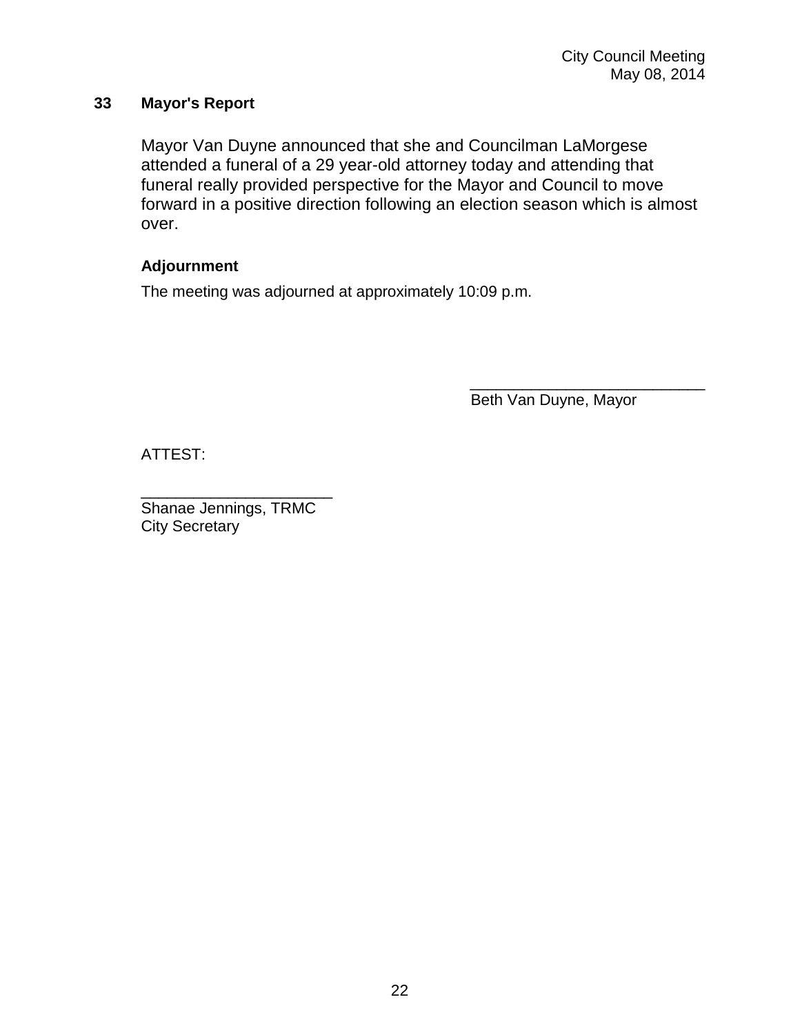**33 Mayor's Report**

Mayor Van Duyne announced that she and Councilman LaMorgese attended a funeral of a 29 year-old attorney today and attending that funeral really provided perspective for the Mayor and Council to move forward in a positive direction following an election season which is almost over.

**Adjournment**

The meeting was adjourned at approximately 10:09 p.m.

___________________________
Beth Van Duyne, Mayor

ATTEST:

______________________
Shanae Jennings, TRMC
City Secretary